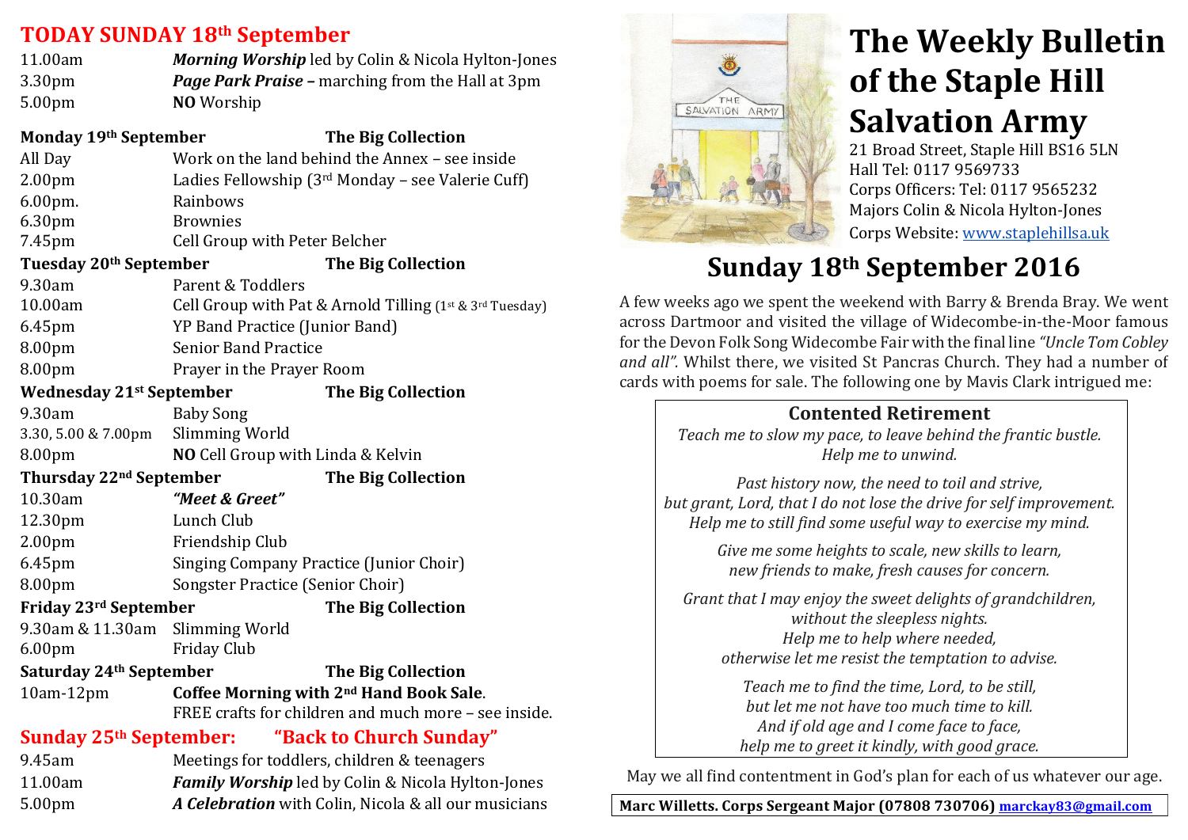# The Weekly Bulletin of the Staple Hill Salvation Army

21 Broad Street, Staple Hill BS16 5LN
Hall Tel: 0117 9569733
Corps Officers: Tel: 0117 9565232
Majors Colin & Nicola Hylton-Jones
Corps Website: www.staplehillsa.uk

## TODAY SUNDAY 18th September

| | |
|---|---|
| 11.00am | ***Morning Worship*** led by Colin & Nicola Hylton-Jones |
| 3.30pm | ***Page Park Praise*** **– marching from the Hall at 3pm** |
| 5.00pm | **NO** Worship |

**Monday 19th September — The Big Collection**

| | |
|---|---|
| All Day | Work on the land behind the Annex – see inside |
| 2.00pm | Ladies Fellowship (3rd Monday – see Valerie Cuff) |
| 6.00pm. | Rainbows |
| 6.30pm | Brownies |
| 7.45pm | Cell Group with Peter Belcher |

**Tuesday 20th September — The Big Collection**

| | |
|---|---|
| 9.30am | Parent & Toddlers |
| 10.00am | Cell Group with Pat & Arnold Tilling (1st & 3rd Tuesday) |
| 6.45pm | YP Band Practice (Junior Band) |
| 8.00pm | Senior Band Practice |
| 8.00pm | Prayer in the Prayer Room |

**Wednesday 21st September — The Big Collection**

| | |
|---|---|
| 9.30am | Baby Song |
| 3.30, 5.00 & 7.00pm | Slimming World |
| 8.00pm | **NO** Cell Group with Linda & Kelvin |

**Thursday 22nd September — The Big Collection**

| | |
|---|---|
| 10.30am | ***"Meet & Greet"*** |
| 12.30pm | Lunch Club |
| 2.00pm | Friendship Club |
| 6.45pm | Singing Company Practice (Junior Choir) |
| 8.00pm | Songster Practice (Senior Choir) |

**Friday 23rd September — The Big Collection**

| | |
|---|---|
| 9.30am & 11.30am | Slimming World |
| 6.00pm | Friday Club |

**Saturday 24th September — The Big Collection**

| | |
|---|---|
| 10am-12pm | **Coffee Morning with 2nd Hand Book Sale**. FREE crafts for children and much more – see inside. |

## Sunday 25th September: "Back to Church Sunday"

| | |
|---|---|
| 9.45am | Meetings for toddlers, children & teenagers |
| 11.00am | ***Family Worship*** led by Colin & Nicola Hylton-Jones |
| 5.00pm | ***A Celebration*** with Colin, Nicola & all our musicians |

## Sunday 18th September 2016

A few weeks ago we spent the weekend with Barry & Brenda Bray. We went across Dartmoor and visited the village of Widecombe-in-the-Moor famous for the Devon Folk Song Widecombe Fair with the final line *"Uncle Tom Cobley and all".* Whilst there, we visited St Pancras Church. They had a number of cards with poems for sale. The following one by Mavis Clark intrigued me:

### Contented Retirement

*Teach me to slow my pace, to leave behind the frantic bustle.*
*Help me to unwind.*

*Past history now, the need to toil and strive,*
*but grant, Lord, that I do not lose the drive for self improvement.*
*Help me to still find some useful way to exercise my mind.*

*Give me some heights to scale, new skills to learn,*
*new friends to make, fresh causes for concern.*

*Grant that I may enjoy the sweet delights of grandchildren,*
*without the sleepless nights.*
*Help me to help where needed,*
*otherwise let me resist the temptation to advise.*

*Teach me to find the time, Lord, to be still,*
*but let me not have too much time to kill.*
*And if old age and I come face to face,*
*help me to greet it kindly, with good grace.*

May we all find contentment in God's plan for each of us whatever our age.

**Marc Willetts. Corps Sergeant Major (07808 730706) marckay83@gmail.com**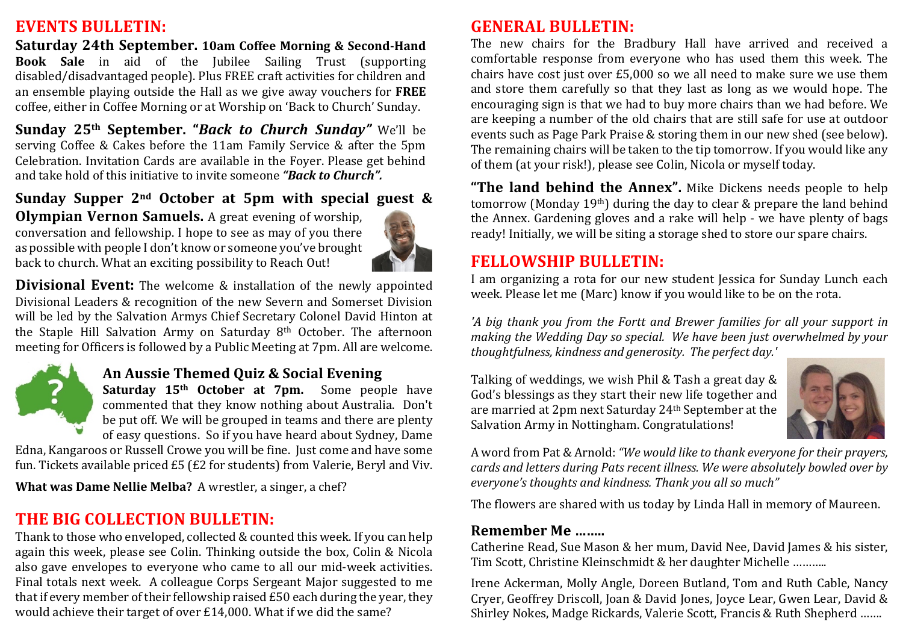## EVENTS BULLETIN:

**Saturday 24th September. 10am Coffee Morning & Second-Hand Book Sale** in aid of the Jubilee Sailing Trust (supporting disabled/disadvantaged people). Plus FREE craft activities for children and an ensemble playing outside the Hall as we give away vouchers for **FREE** coffee, either in Coffee Morning or at Worship on 'Back to Church' Sunday.

**Sunday 25th September. "*Back to Church Sunday*"** We'll be serving Coffee & Cakes before the 11am Family Service & after the 5pm Celebration. Invitation Cards are available in the Foyer. Please get behind and take hold of this initiative to invite someone ***"Back to Church".***

**Sunday Supper 2nd October at 5pm with special guest & Olympian Vernon Samuels.** A great evening of worship, conversation and fellowship. I hope to see as may of you there as possible with people I don't know or someone you've brought back to church. What an exciting possibility to Reach Out!

**Divisional Event:** The welcome & installation of the newly appointed Divisional Leaders & recognition of the new Severn and Somerset Division will be led by the Salvation Armys Chief Secretary Colonel David Hinton at the Staple Hill Salvation Army on Saturday 8th October. The afternoon meeting for Officers is followed by a Public Meeting at 7pm. All are welcome.

**An Aussie Themed Quiz & Social Evening**

**Saturday 15th October at 7pm.** Some people have commented that they know nothing about Australia. Don't be put off. We will be grouped in teams and there are plenty of easy questions. So if you have heard about Sydney, Dame Edna, Kangaroos or Russell Crowe you will be fine. Just come and have some fun. Tickets available priced £5 (£2 for students) from Valerie, Beryl and Viv.

**What was Dame Nellie Melba?** A wrestler, a singer, a chef?

## THE BIG COLLECTION BULLETIN:

Thank to those who enveloped, collected & counted this week. If you can help again this week, please see Colin. Thinking outside the box, Colin & Nicola also gave envelopes to everyone who came to all our mid-week activities. Final totals next week. A colleague Corps Sergeant Major suggested to me that if every member of their fellowship raised £50 each during the year, they would achieve their target of over £14,000. What if we did the same?

## GENERAL BULLETIN:

The new chairs for the Bradbury Hall have arrived and received a comfortable response from everyone who has used them this week. The chairs have cost just over £5,000 so we all need to make sure we use them and store them carefully so that they last as long as we would hope. The encouraging sign is that we had to buy more chairs than we had before. We are keeping a number of the old chairs that are still safe for use at outdoor events such as Page Park Praise & storing them in our new shed (see below). The remaining chairs will be taken to the tip tomorrow. If you would like any of them (at your risk!), please see Colin, Nicola or myself today.

**"The land behind the Annex".** Mike Dickens needs people to help tomorrow (Monday 19th) during the day to clear & prepare the land behind the Annex. Gardening gloves and a rake will help - we have plenty of bags ready! Initially, we will be siting a storage shed to store our spare chairs.

## FELLOWSHIP BULLETIN:

I am organizing a rota for our new student Jessica for Sunday Lunch each week. Please let me (Marc) know if you would like to be on the rota.

*'A big thank you from the Fortt and Brewer families for all your support in making the Wedding Day so special. We have been just overwhelmed by your thoughtfulness, kindness and generosity. The perfect day.'*

Talking of weddings, we wish Phil & Tash a great day & God's blessings as they start their new life together and are married at 2pm next Saturday 24th September at the Salvation Army in Nottingham. Congratulations!

A word from Pat & Arnold: *"We would like to thank everyone for their prayers, cards and letters during Pats recent illness. We were absolutely bowled over by everyone's thoughts and kindness. Thank you all so much"*

The flowers are shared with us today by Linda Hall in memory of Maureen.

### Remember Me ........

Catherine Read, Sue Mason & her mum, David Nee, David James & his sister, Tim Scott, Christine Kleinschmidt & her daughter Michelle ………..

Irene Ackerman, Molly Angle, Doreen Butland, Tom and Ruth Cable, Nancy Cryer, Geoffrey Driscoll, Joan & David Jones, Joyce Lear, Gwen Lear, David & Shirley Nokes, Madge Rickards, Valerie Scott, Francis & Ruth Shepherd …….